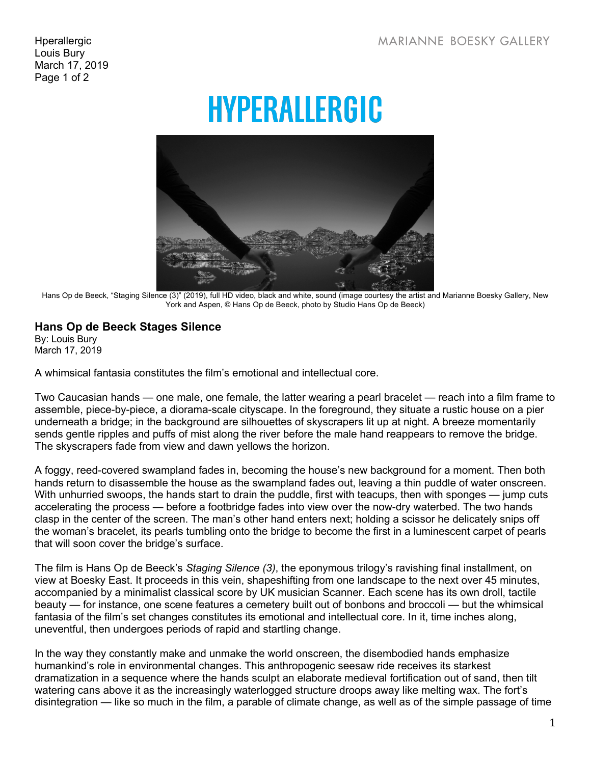# HYPERALLERGIC

Hans Op de Beeck, "Staging Silence (3)" (2019), full HD video, black and white, sound (image courtesy the artist and Marianne Boesky Gallery, New York and Aspen, © Hans Op de Beeck, photo by Studio Hans Op de Beeck)

## Hans Op de Beeck Stages Silence

By: Louis Bury
March 17, 2019

A whimsical fantasia constitutes the film's emotional and intellectual core.

Two Caucasian hands — one male, one female, the latter wearing a pearl bracelet — reach into a film frame to assemble, piece-by-piece, a diorama-scale cityscape. In the foreground, they situate a rustic house on a pier underneath a bridge; in the background are silhouettes of skyscrapers lit up at night. A breeze momentarily sends gentle ripples and puffs of mist along the river before the male hand reappears to remove the bridge. The skyscrapers fade from view and dawn yellows the horizon.

A foggy, reed-covered swampland fades in, becoming the house's new background for a moment. Then both hands return to disassemble the house as the swampland fades out, leaving a thin puddle of water onscreen. With unhurried swoops, the hands start to drain the puddle, first with teacups, then with sponges — jump cuts accelerating the process — before a footbridge fades into view over the now-dry waterbed. The two hands clasp in the center of the screen. The man's other hand enters next; holding a scissor he delicately snips off the woman's bracelet, its pearls tumbling onto the bridge to become the first in a luminescent carpet of pearls that will soon cover the bridge's surface.

The film is Hans Op de Beeck's *Staging Silence (3)*, the eponymous trilogy's ravishing final installment, on view at Boesky East. It proceeds in this vein, shapeshifting from one landscape to the next over 45 minutes, accompanied by a minimalist classical score by UK musician Scanner. Each scene has its own droll, tactile beauty — for instance, one scene features a cemetery built out of bonbons and broccoli — but the whimsical fantasia of the film's set changes constitutes its emotional and intellectual core. In it, time inches along, uneventful, then undergoes periods of rapid and startling change.

In the way they constantly make and unmake the world onscreen, the disembodied hands emphasize humankind's role in environmental changes. This anthropogenic seesaw ride receives its starkest dramatization in a sequence where the hands sculpt an elaborate medieval fortification out of sand, then tilt watering cans above it as the increasingly waterlogged structure droops away like melting wax. The fort's disintegration — like so much in the film, a parable of climate change, as well as of the simple passage of time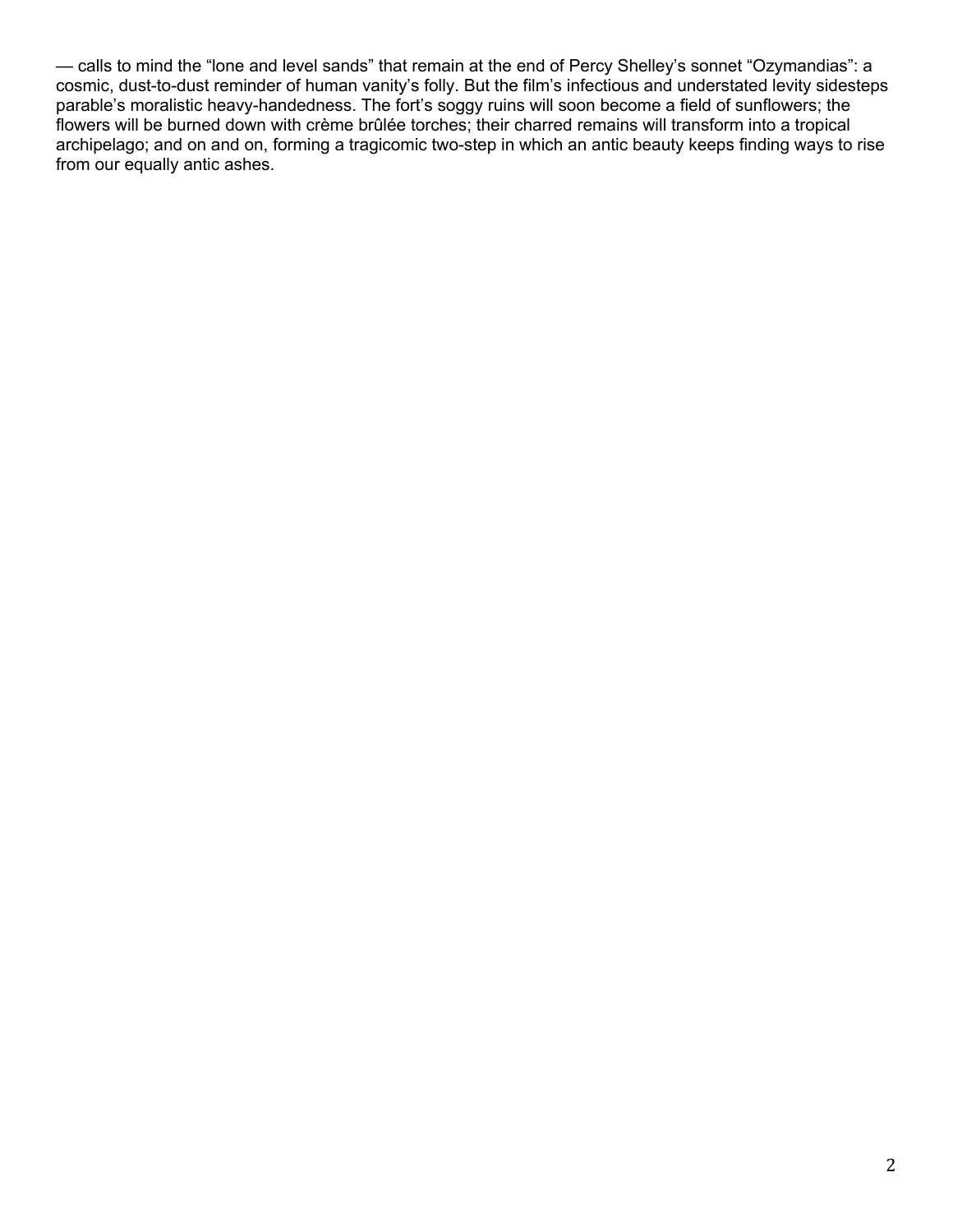— calls to mind the “lone and level sands” that remain at the end of Percy Shelley’s sonnet “Ozymandias”: a cosmic, dust-to-dust reminder of human vanity’s folly. But the film’s infectious and understated levity sidesteps parable’s moralistic heavy-handedness. The fort’s soggy ruins will soon become a field of sunflowers; the flowers will be burned down with crème brûlée torches; their charred remains will transform into a tropical archipelago; and on and on, forming a tragicomic two-step in which an antic beauty keeps finding ways to rise from our equally antic ashes.